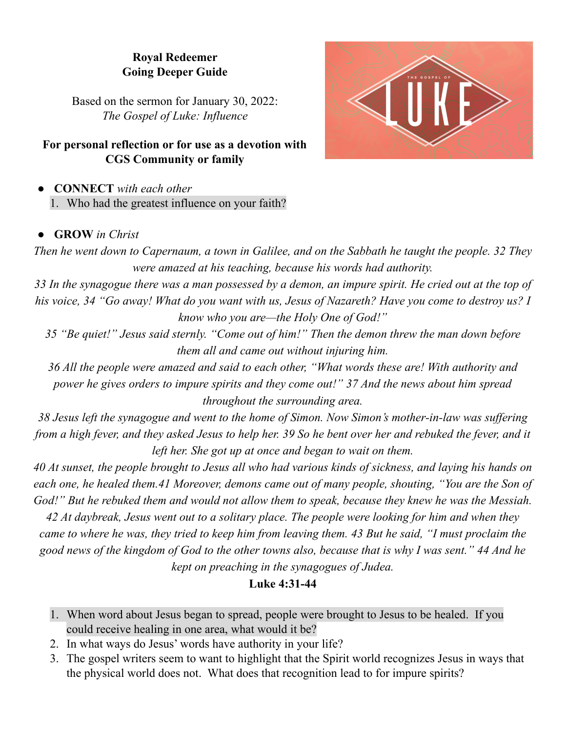**Royal Redeemer**
**Going Deeper Guide**

Based on the sermon for January 30, 2022:
*The Gospel of Luke: Influence*

**For personal reflection or for use as a devotion with CGS Community or family**

- **CONNECT** *with each other*
  1. Who had the greatest influence on your faith?

- **GROW** *in Christ*

*Then he went down to Capernaum, a town in Galilee, and on the Sabbath he taught the people. 32 They were amazed at his teaching, because his words had authority.*
*33 In the synagogue there was a man possessed by a demon, an impure spirit. He cried out at the top of his voice, 34 "Go away! What do you want with us, Jesus of Nazareth? Have you come to destroy us? I know who you are—the Holy One of God!"*
*35 "Be quiet!" Jesus said sternly. "Come out of him!" Then the demon threw the man down before them all and came out without injuring him.*
*36 All the people were amazed and said to each other, "What words these are! With authority and power he gives orders to impure spirits and they come out!" 37 And the news about him spread throughout the surrounding area.*
*38 Jesus left the synagogue and went to the home of Simon. Now Simon's mother-in-law was suffering from a high fever, and they asked Jesus to help her. 39 So he bent over her and rebuked the fever, and it left her. She got up at once and began to wait on them.*
*40 At sunset, the people brought to Jesus all who had various kinds of sickness, and laying his hands on each one, he healed them.41 Moreover, demons came out of many people, shouting, "You are the Son of God!" But he rebuked them and would not allow them to speak, because they knew he was the Messiah.*
*42 At daybreak, Jesus went out to a solitary place. The people were looking for him and when they came to where he was, they tried to keep him from leaving them. 43 But he said, "I must proclaim the good news of the kingdom of God to the other towns also, because that is why I was sent." 44 And he kept on preaching in the synagogues of Judea.*

**Luke 4:31-44**

1. When word about Jesus began to spread, people were brought to Jesus to be healed. If you could receive healing in one area, what would it be?
2. In what ways do Jesus' words have authority in your life?
3. The gospel writers seem to want to highlight that the Spirit world recognizes Jesus in ways that the physical world does not. What does that recognition lead to for impure spirits?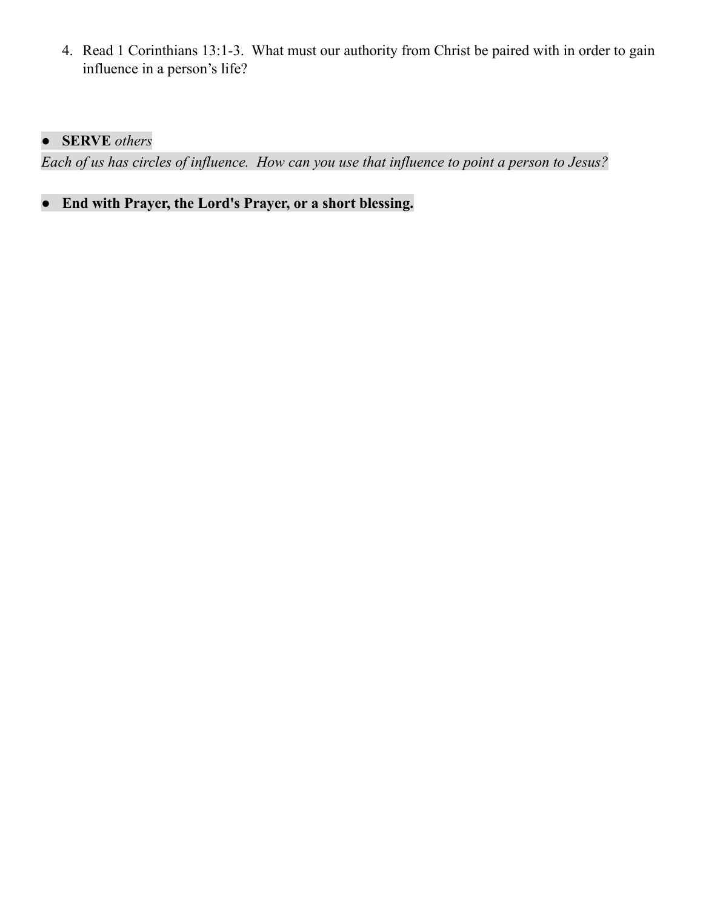4. Read 1 Corinthians 13:1-3. What must our authority from Christ be paired with in order to gain influence in a person's life?

- **SERVE** *others*

*Each of us has circles of influence. How can you use that influence to point a person to Jesus?*

- **End with Prayer, the Lord's Prayer, or a short blessing.**